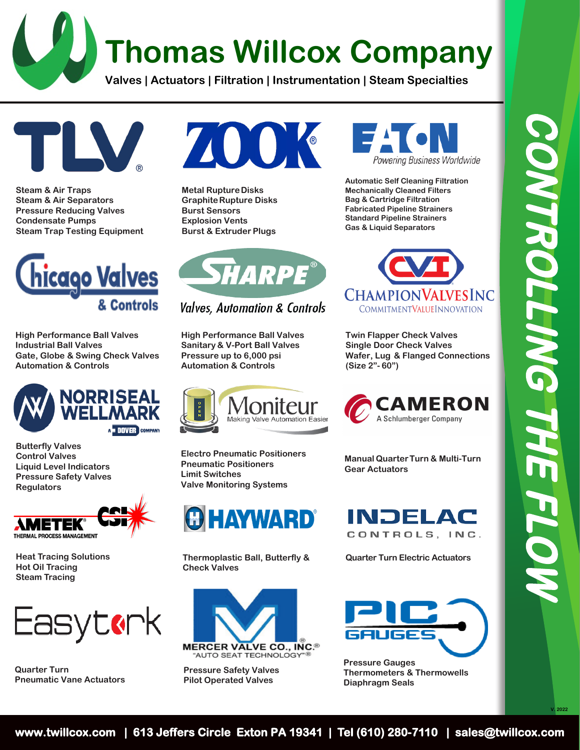# Thomas Willcox Company

**Valves | Actuators | Filtration | Instrumentation | Steam Specialties**

## TLV

- Steam & Air Traps
- Steam & Air Separators
- Pressure Reducing Valves
- Condensate Pumps
- Steam Trap Testing Equipment

## ZOOK

- Metal Rupture Disks
- Graphite Rupture Disks
- Burst Sensors
- Explosion Vents
- Burst & Extruder Plugs

## EATON

*Powering Business Worldwide*

- Automatic Self Cleaning Filtration
- Mechanically Cleaned Filters
- Bag & Cartridge Filtration
- Fabricated Pipeline Strainers
- Standard Pipeline Strainers
- Gas & Liquid Separators

## Chicago Valves & Controls

- High Performance Ball Valves
- Industrial Ball Valves
- Gate, Globe & Swing Check Valves
- Automation & Controls

## SHARPE

*Valves, Automation & Controls*

- High Performance Ball Valves
- Sanitary & V-Port Ball Valves
- Pressure up to 6,000 psi
- Automation & Controls

## CVI — Champion Valves Inc

Commitment Value Innovation

- Twin Flapper Check Valves
- Single Door Check Valves
- Wafer, Lug & Flanged Connections
- (Size 2”- 60”)

## Norriseal Wellmark

A Dover Company

- Butterfly Valves
- Control Valves
- Liquid Level Indicators
- Pressure Safety Valves
- Regulators

## Moniteur

Making Valve Automation Easier

- Electro Pneumatic Positioners
- Pneumatic Positioners
- Limit Switches
- Valve Monitoring Systems

## Cameron

A Schlumberger Company

- Manual Quarter Turn & Multi-Turn Gear Actuators

## Ametek CSI

Thermal Process Management

- Heat Tracing Solutions
- Hot Oil Tracing
- Steam Tracing

## Hayward

- Thermoplastic Ball, Butterfly & Check Valves

## Indelac Controls, Inc.

- Quarter Turn Electric Actuators

## Easytork

- Quarter Turn
- Pneumatic Vane Actuators

## Mercer Valve Co., Inc.

"Auto Seat Technology"

- Pressure Safety Valves
- Pilot Operated Valves

## PIC Gauges

- Pressure Gauges
- Thermometers & Thermowells
- Diaphragm Seals

**CONTROLLING THE FLOW**

V. 2022

**www.twillcox.com | 613 Jeffers Circle Exton PA 19341 | Tel (610) 280-7110 | sales@twillcox.com**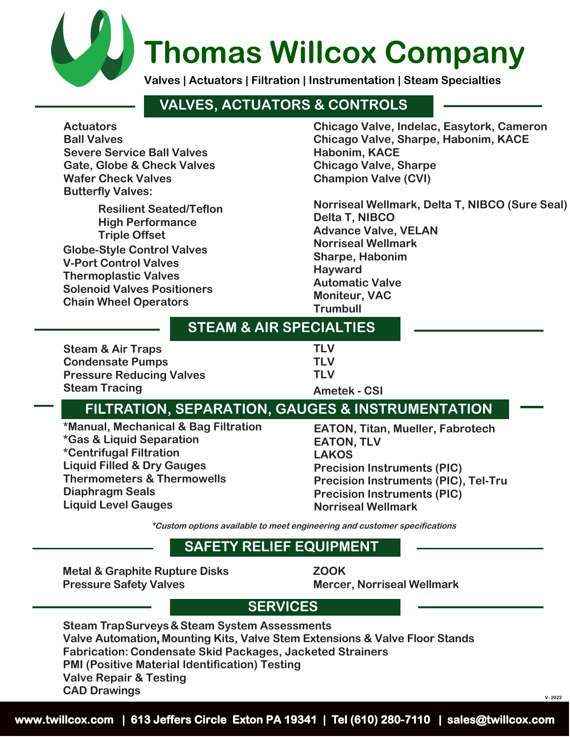# Thomas Willcox Company

**Valves | Actuators | Filtration | Instrumentation | Steam Specialties**

## VALVES, ACTUATORS & CONTROLS

| | |
|---|---|
| Actuators | Chicago Valve, Indelac, Easytork, Cameron |
| Ball Valves | Chicago Valve, Sharpe, Habonim, KACE |
| Severe Service Ball Valves | Habonim, KACE |
| Gate, Globe & Check Valves | Chicago Valve, Sharpe |
| Wafer Check Valves | Champion Valve (CVI) |
| Butterfly Valves: | |
| Resilient Seated/Teflon | Norriseal Wellmark, Delta T, NIBCO (Sure Seal) |
| High Performance | Delta T, NIBCO |
| Triple Offset | Advance Valve, VELAN |
| Globe-Style Control Valves | Norriseal Wellmark |
| V-Port Control Valves | Sharpe, Habonim |
| Thermoplastic Valves | Hayward |
| Solenoid Valves Positioners | Automatic Valve |
| Chain Wheel Operators | Moniteur, VAC |
| | Trumbull |

## STEAM & AIR SPECIALTIES

| | |
|---|---|
| Steam & Air Traps | TLV |
| Condensate Pumps | TLV |
| Pressure Reducing Valves | TLV |
| Steam Tracing | Ametek - CSI |

## FILTRATION, SEPARATION, GAUGES & INSTRUMENTATION

| | |
|---|---|
| *Manual, Mechanical & Bag Filtration | EATON, Titan, Mueller, Fabrotech |
| *Gas & Liquid Separation | EATON, TLV |
| *Centrifugal Filtration | LAKOS |
| Liquid Filled & Dry Gauges | Precision Instruments (PIC) |
| Thermometers & Thermowells | Precision Instruments (PIC), Tel-Tru |
| Diaphragm Seals | Precision Instruments (PIC) |
| Liquid Level Gauges | Norriseal Wellmark |

*\*Custom options available to meet engineering and customer specifications*

## SAFETY RELIEF EQUIPMENT

| | |
|---|---|
| Metal & Graphite Rupture Disks | ZOOK |
| Pressure Safety Valves | Mercer, Norriseal Wellmark |

## SERVICES

Steam Trap Surveys & Steam System Assessments
Valve Automation, Mounting Kits, Valve Stem Extensions & Valve Floor Stands
Fabrication: Condensate Skid Packages, Jacketed Strainers
PMI (Positive Material Identification) Testing
Valve Repair & Testing
CAD Drawings

V. 2022

www.twillcox.com | 613 Jeffers Circle Exton PA 19341 | Tel (610) 280-7110 | sales@twillcox.com